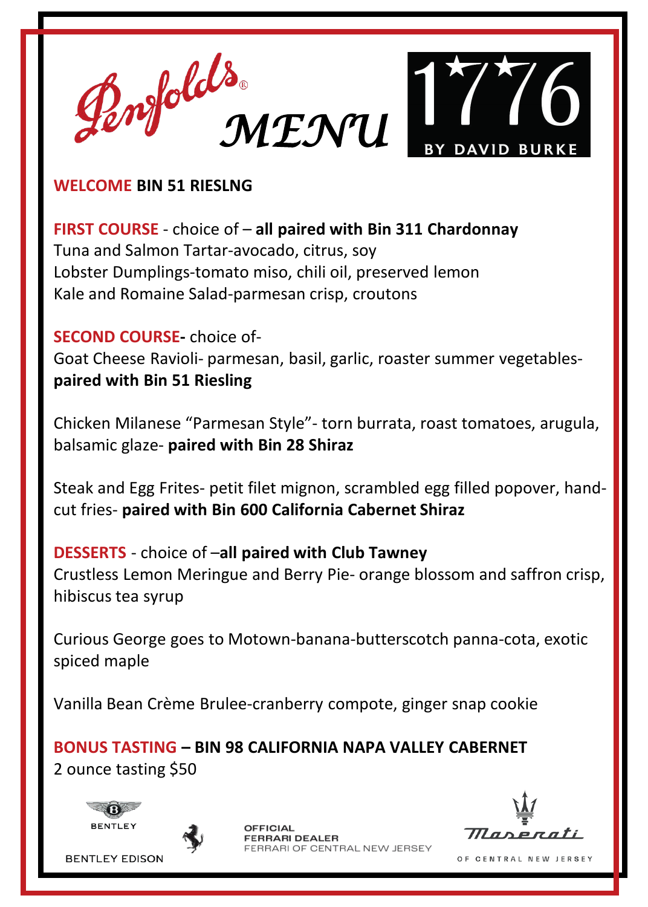# Penfolds® MENU 1776 BY DAVID BURKE

**WELCOME BIN 51 RIESLNG**

**FIRST COURSE** - choice of – **all paired with Bin 311 Chardonnay**
Tuna and Salmon Tartar-avocado, citrus, soy
Lobster Dumplings-tomato miso, chili oil, preserved lemon
Kale and Romaine Salad-parmesan crisp, croutons

**SECOND COURSE-** choice of-
Goat Cheese Ravioli- parmesan, basil, garlic, roaster summer vegetables- **paired with Bin 51 Riesling**

Chicken Milanese "Parmesan Style"- torn burrata, roast tomatoes, arugula, balsamic glaze- **paired with Bin 28 Shiraz**

Steak and Egg Frites- petit filet mignon, scrambled egg filled popover, hand-cut fries- **paired with Bin 600 California Cabernet Shiraz**

**DESSERTS** - choice of –**all paired with Club Tawney**
Crustless Lemon Meringue and Berry Pie- orange blossom and saffron crisp, hibiscus tea syrup

Curious George goes to Motown-banana-butterscotch panna-cota, exotic spiced maple

Vanilla Bean Crème Brulee-cranberry compote, ginger snap cookie

**BONUS TASTING – BIN 98 CALIFORNIA NAPA VALLEY CABERNET**
2 ounce tasting $50

BENTLEY
BENTLEY EDISON

OFFICIAL
FERRARI DEALER
FERRARI OF CENTRAL NEW JERSEY

Maserati
OF CENTRAL NEW JERSEY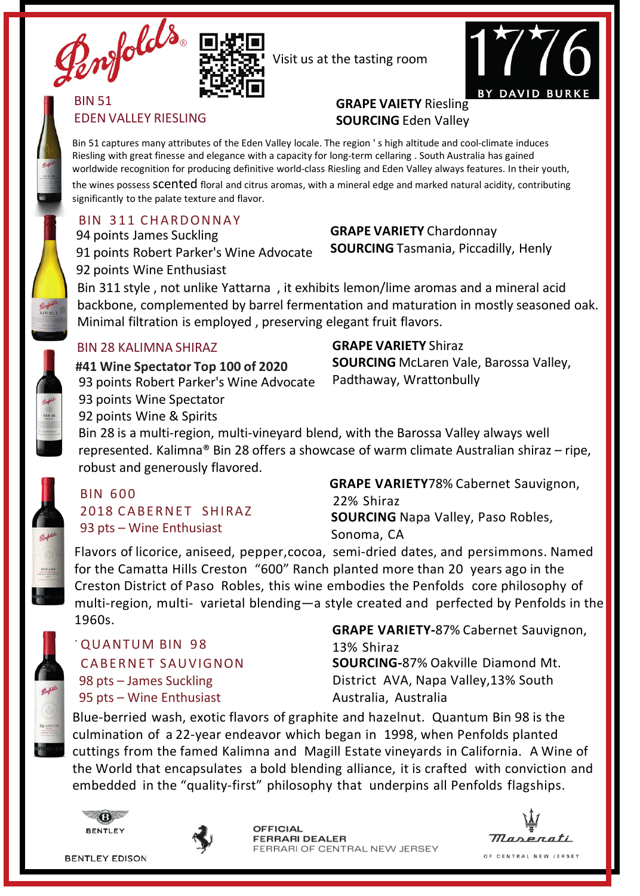Penfolds®

Visit us at the tasting room

1776 BY DAVID BURKE

## BIN 51
## EDEN VALLEY RIESLING

**GRAPE VAIETY** Riesling
**SOURCING** Eden Valley

Bin 51 captures many attributes of the Eden Valley locale. The region ' s high altitude and cool-climate induces Riesling with great finesse and elegance with a capacity for long-term cellaring . South Australia has gained worldwide recognition for producing definitive world-class Riesling and Eden Valley always features. In their youth, the wines possess scented floral and citrus aromas, with a mineral edge and marked natural acidity, contributing significantly to the palate texture and flavor.

## BIN 311 CHARDONNAY

94 points James Suckling
91 points Robert Parker's Wine Advocate
92 points Wine Enthusiast

**GRAPE VARIETY** Chardonnay
**SOURCING** Tasmania, Piccadilly, Henly

Bin 311 style , not unlike Yattarna , it exhibits lemon/lime aromas and a mineral acid backbone, complemented by barrel fermentation and maturation in mostly seasoned oak. Minimal filtration is employed , preserving elegant fruit flavors.

## BIN 28 KALIMNA SHIRAZ

**#41 Wine Spectator Top 100 of 2020**
93 points Robert Parker's Wine Advocate
93 points Wine Spectator
92 points Wine & Spirits

**GRAPE VARIETY** Shiraz
**SOURCING** McLaren Vale, Barossa Valley, Padthaway, Wrattonbully

Bin 28 is a multi-region, multi-vineyard blend, with the Barossa Valley always well represented. Kalimna® Bin 28 offers a showcase of warm climate Australian shiraz – ripe, robust and generously flavored.

## BIN 600
## 2018 CABERNET SHIRAZ

93 pts – Wine Enthusiast

**GRAPE VARIETY**78% Cabernet Sauvignon, 22% Shiraz
**SOURCING** Napa Valley, Paso Robles, Sonoma, CA

Flavors of licorice, aniseed, pepper,cocoa, semi-dried dates, and persimmons. Named for the Camatta Hills Creston "600" Ranch planted more than 20 years ago in the Creston District of Paso Robles, this wine embodies the Penfolds core philosophy of multi-region, multi- varietal blending—a style created and perfected by Penfolds in the 1960s.

## QUANTUM BIN 98
## CABERNET SAUVIGNON

98 pts – James Suckling
95 pts – Wine Enthusiast

**GRAPE VARIETY-**87% Cabernet Sauvignon, 13% Shiraz
**SOURCING-**87% Oakville Diamond Mt. District AVA, Napa Valley,13% South Australia, Australia

Blue-berried wash, exotic flavors of graphite and hazelnut. Quantum Bin 98 is the culmination of a 22-year endeavor which began in 1998, when Penfolds planted cuttings from the famed Kalimna and Magill Estate vineyards in California. A Wine of the World that encapsulates a bold blending alliance, it is crafted with conviction and embedded in the "quality-first" philosophy that underpins all Penfolds flagships.

BENTLEY
BENTLEY EDISON

OFFICIAL FERRARI DEALER
FERRARI OF CENTRAL NEW JERSEY

Maserati
OF CENTRAL NEW JERSEY